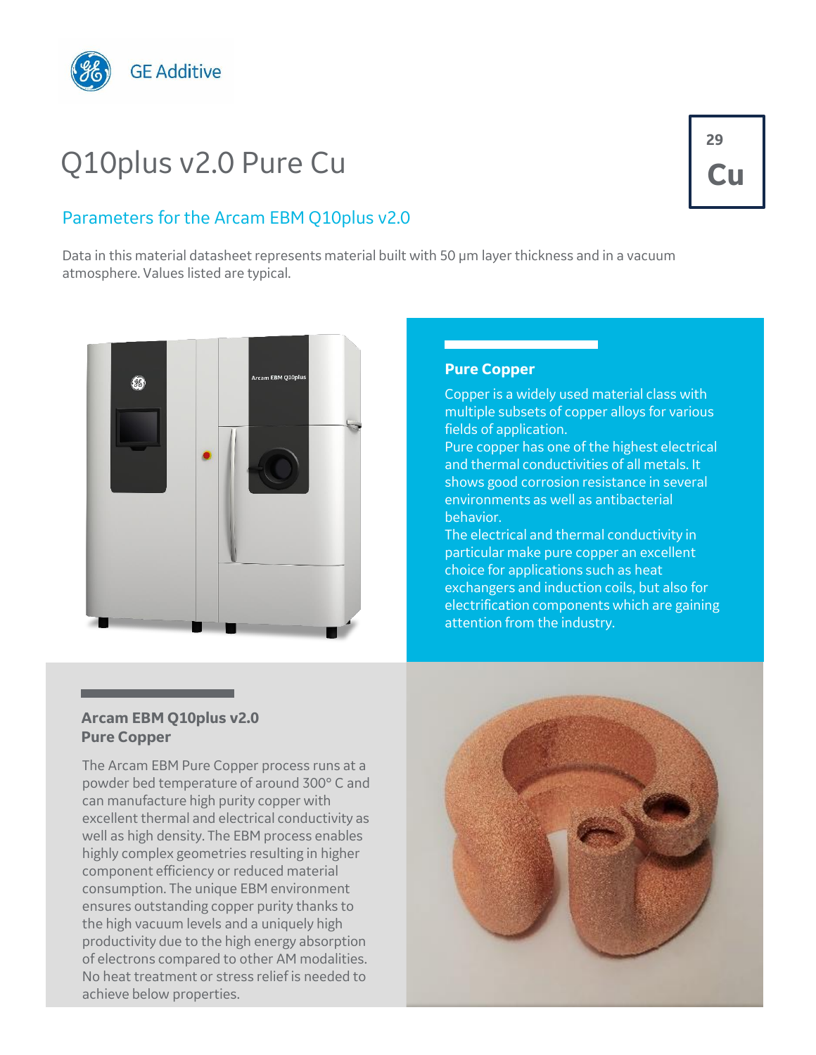GE Additive

# Q10plus v2.0 Pure Cu

29
**Cu**

## Parameters for the Arcam EBM Q10plus v2.0

Data in this material datasheet represents material built with 50 µm layer thickness and in a vacuum atmosphere. Values listed are typical.

### Pure Copper

Copper is a widely used material class with multiple subsets of copper alloys for various fields of application.
Pure copper has one of the highest electrical and thermal conductivities of all metals. It shows good corrosion resistance in several environments as well as antibacterial behavior.
The electrical and thermal conductivity in particular make pure copper an excellent choice for applications such as heat exchangers and induction coils, but also for electrification components which are gaining attention from the industry.

### Arcam EBM Q10plus v2.0 Pure Copper

The Arcam EBM Pure Copper process runs at a powder bed temperature of around 300° C and can manufacture high purity copper with excellent thermal and electrical conductivity as well as high density. The EBM process enables highly complex geometries resulting in higher component efficiency or reduced material consumption. The unique EBM environment ensures outstanding copper purity thanks to the high vacuum levels and a uniquely high productivity due to the high energy absorption of electrons compared to other AM modalities. No heat treatment or stress relief is needed to achieve below properties.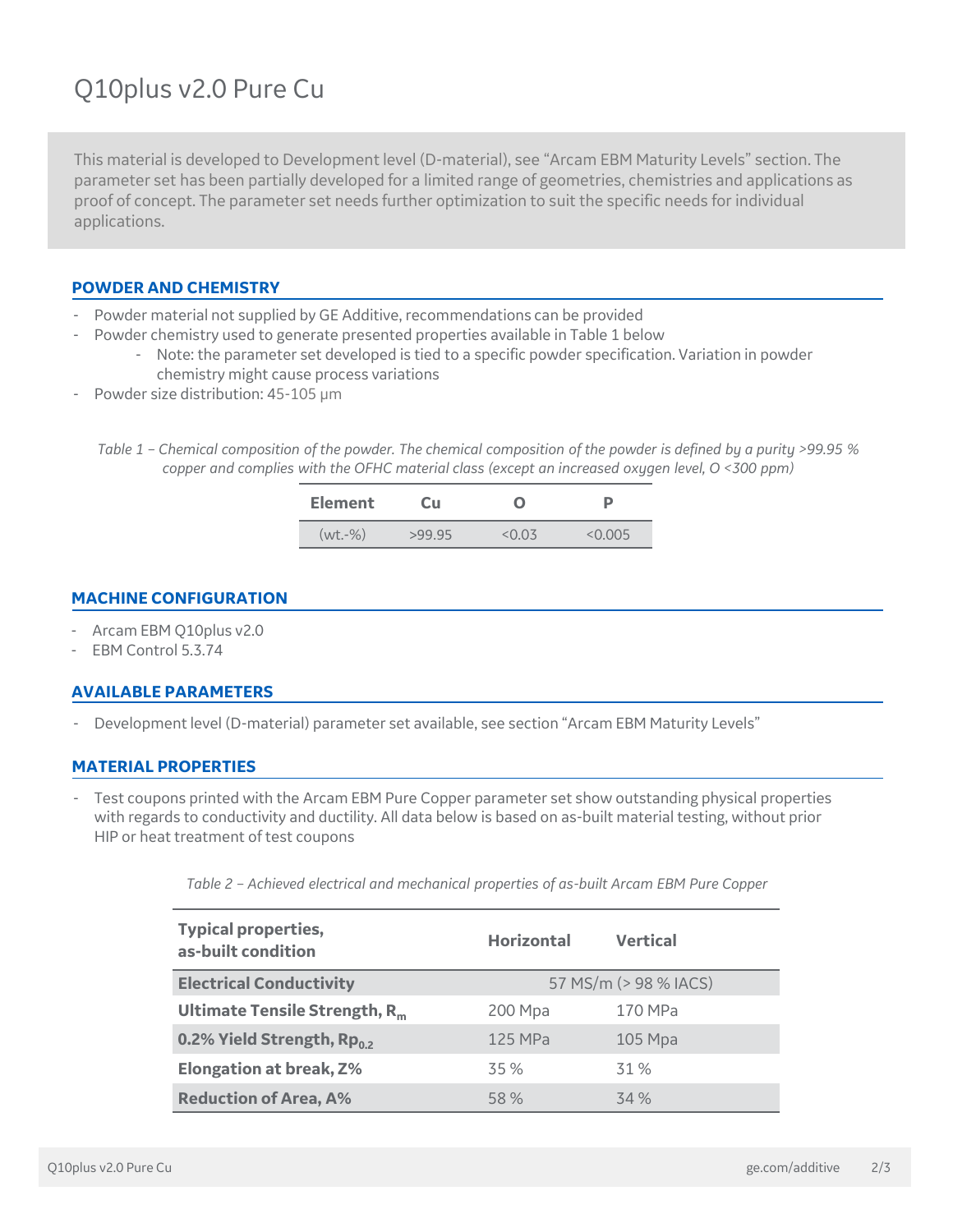# Q10plus v2.0 Pure Cu

This material is developed to Development level (D-material), see "Arcam EBM Maturity Levels" section. The parameter set has been partially developed for a limited range of geometries, chemistries and applications as proof of concept. The parameter set needs further optimization to suit the specific needs for individual applications.

## POWDER AND CHEMISTRY

- Powder material not supplied by GE Additive, recommendations can be provided
- Powder chemistry used to generate presented properties available in Table 1 below
    - Note: the parameter set developed is tied to a specific powder specification. Variation in powder chemistry might cause process variations
- Powder size distribution: 45-105 µm

*Table 1 – Chemical composition of the powder. The chemical composition of the powder is defined by a purity >99.95 % copper and complies with the OFHC material class (except an increased oxygen level, O <300 ppm)*

| Element | Cu | O | P |
|---|---|---|---|
| (wt.-%) | >99.95 | <0.03 | <0.005 |

## MACHINE CONFIGURATION

- Arcam EBM Q10plus v2.0
- EBM Control 5.3.74

## AVAILABLE PARAMETERS

- Development level (D-material) parameter set available, see section "Arcam EBM Maturity Levels"

## MATERIAL PROPERTIES

- Test coupons printed with the Arcam EBM Pure Copper parameter set show outstanding physical properties with regards to conductivity and ductility. All data below is based on as-built material testing, without prior HIP or heat treatment of test coupons

*Table 2 – Achieved electrical and mechanical properties of as-built Arcam EBM Pure Copper*

| Typical properties, as-built condition | Horizontal | Vertical |
|---|---|---|
| **Electrical Conductivity** | 57 MS/m (> 98 % IACS) | |
| **Ultimate Tensile Strength, $R_m$** | 200 Mpa | 170 MPa |
| **0.2% Yield Strength, $Rp_{0.2}$** | 125 MPa | 105 Mpa |
| **Elongation at break, Z%** | 35 % | 31 % |
| **Reduction of Area, A%** | 58 % | 34 % |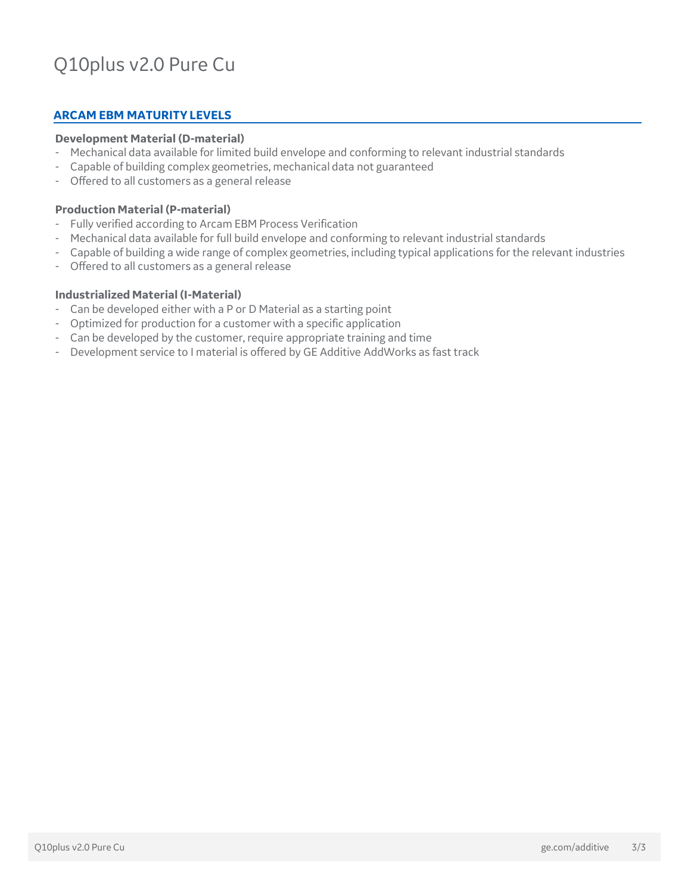# Q10plus v2.0 Pure Cu

## ARCAM EBM MATURITY LEVELS

**Development Material (D-material)**

- Mechanical data available for limited build envelope and conforming to relevant industrial standards
- Capable of building complex geometries, mechanical data not guaranteed
- Offered to all customers as a general release

**Production Material (P-material)**

- Fully verified according to Arcam EBM Process Verification
- Mechanical data available for full build envelope and conforming to relevant industrial standards
- Capable of building a wide range of complex geometries, including typical applications for the relevant industries
- Offered to all customers as a general release

**Industrialized Material (I-Material)**

- Can be developed either with a P or D Material as a starting point
- Optimized for production for a customer with a specific application
- Can be developed by the customer, require appropriate training and time
- Development service to I material is offered by GE Additive AddWorks as fast track